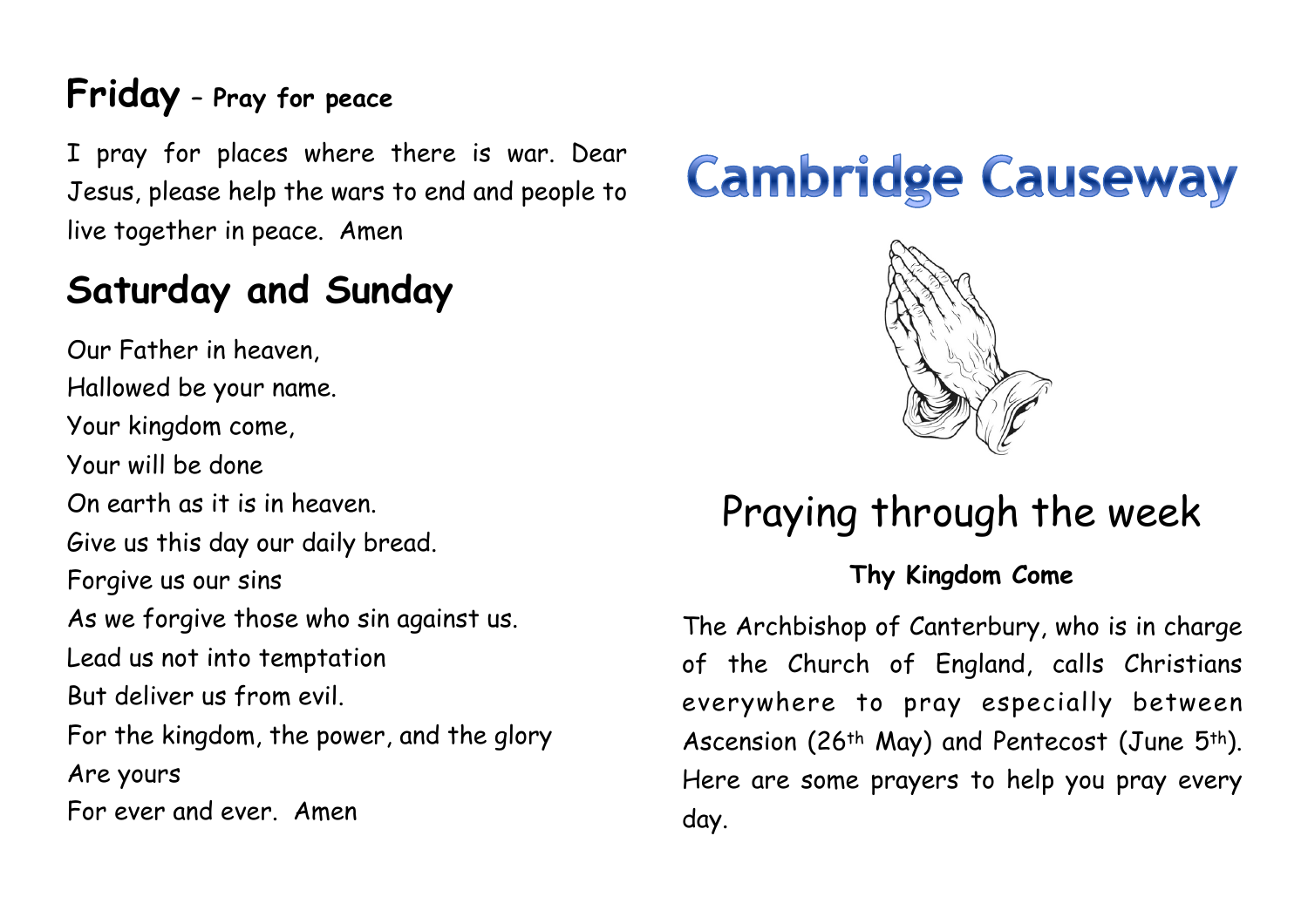## Friday – Pray for peace

I pray for places where there is war. Dear Jesus, please help the wars to end and people to live together in peace. Amen

## Saturday and Sunday

Our Father in heaven,
Hallowed be your name.
Your kingdom come,
Your will be done
On earth as it is in heaven.
Give us this day our daily bread.
Forgive us our sins
As we forgive those who sin against us.
Lead us not into temptation
But deliver us from evil.
For the kingdom, the power, and the glory
Are yours
For ever and ever. Amen

# Cambridge Causeway

## Praying through the week

**Thy Kingdom Come**

The Archbishop of Canterbury, who is in charge of the Church of England, calls Christians everywhere to pray especially between Ascension (26th May) and Pentecost (June 5th). Here are some prayers to help you pray every day.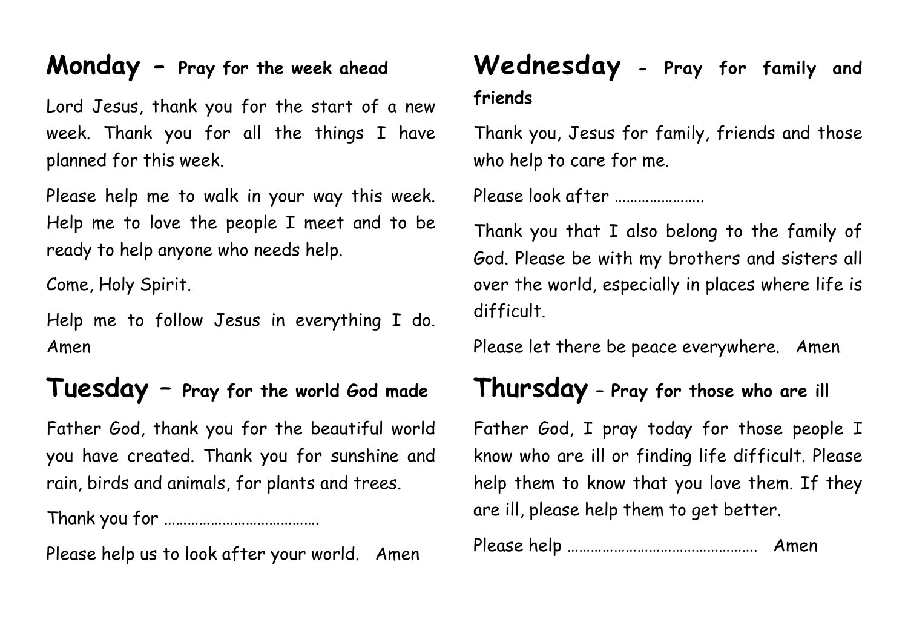## **Monday** – Pray for the week ahead

Lord Jesus, thank you for the start of a new week. Thank you for all the things I have planned for this week.

Please help me to walk in your way this week. Help me to love the people I meet and to be ready to help anyone who needs help.

Come, Holy Spirit.

Help me to follow Jesus in everything I do. Amen

## **Tuesday** – Pray for the world God made

Father God, thank you for the beautiful world you have created. Thank you for sunshine and rain, birds and animals, for plants and trees.

Thank you for ………………………………….

Please help us to look after your world. Amen

## **Wednesday** - Pray for family and friends

Thank you, Jesus for family, friends and those who help to care for me.

Please look after …………………..

Thank you that I also belong to the family of God. Please be with my brothers and sisters all over the world, especially in places where life is difficult.

Please let there be peace everywhere. Amen

## **Thursday** – Pray for those who are ill

Father God, I pray today for those people I know who are ill or finding life difficult. Please help them to know that you love them. If they are ill, please help them to get better.

Please help ………………………………………… Amen